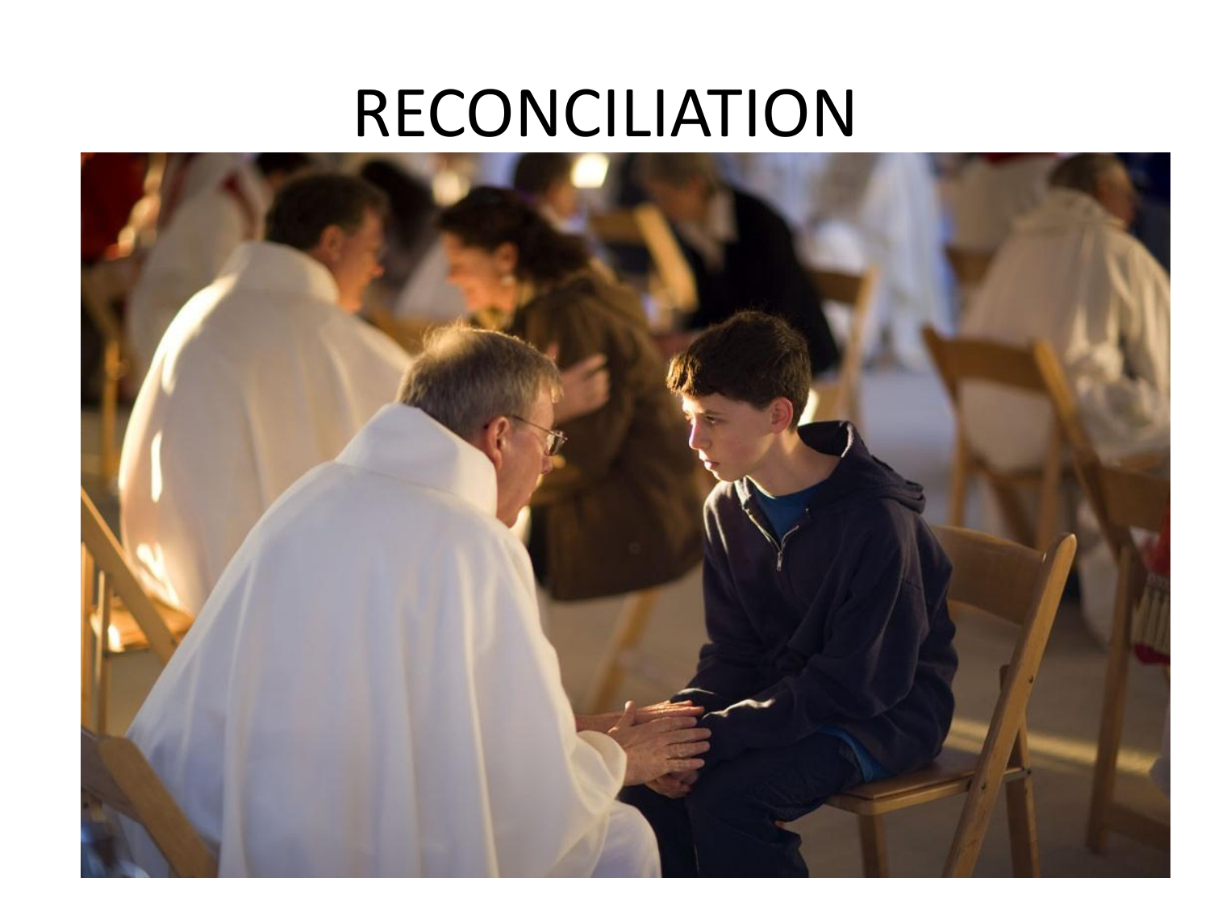# RECONCILIATION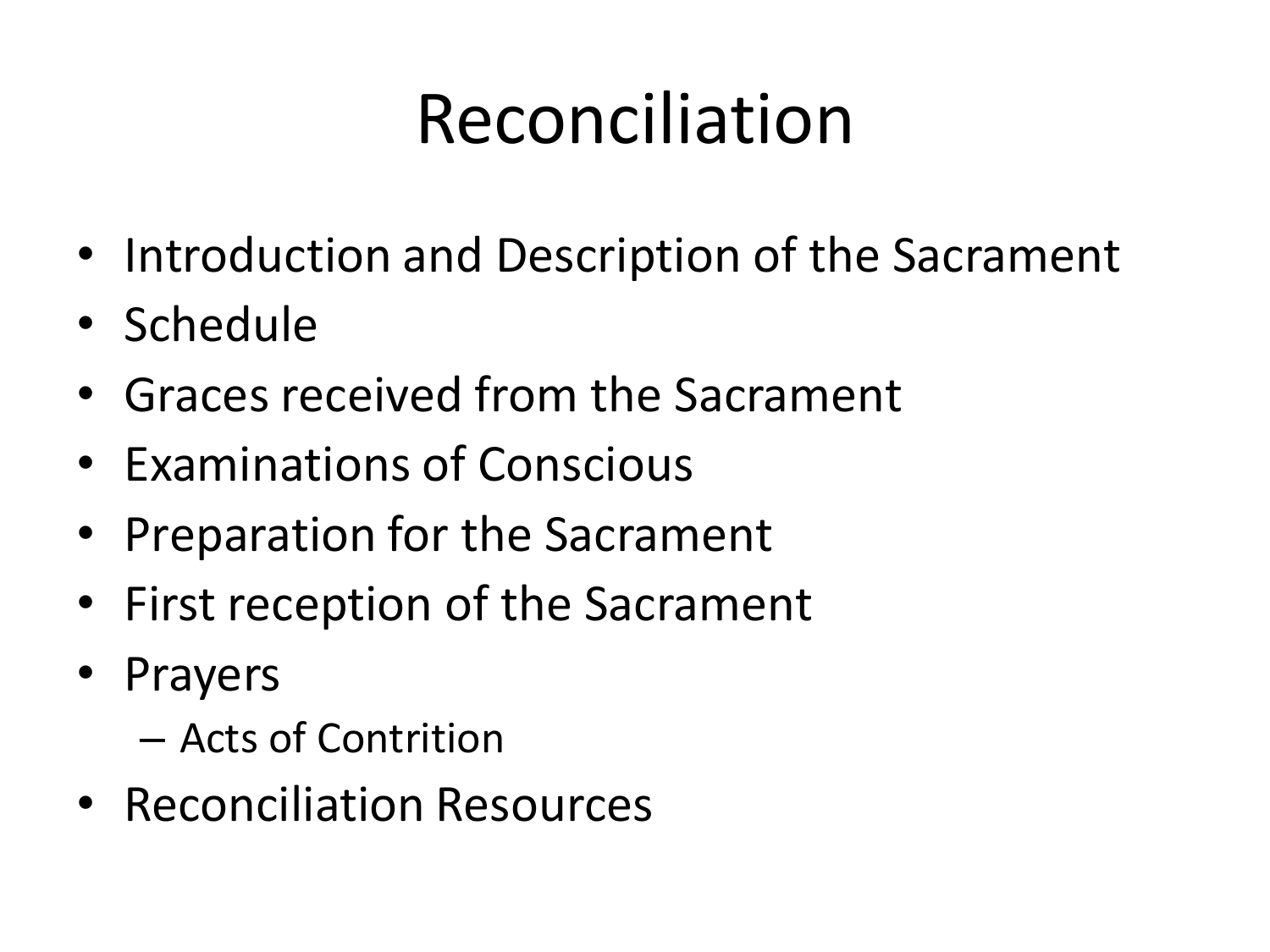# Reconciliation

- Introduction and Description of the Sacrament
- Schedule
- Graces received from the Sacrament
- Examinations of Conscious
- Preparation for the Sacrament
- First reception of the Sacrament
- Prayers
  - Acts of Contrition
- Reconciliation Resources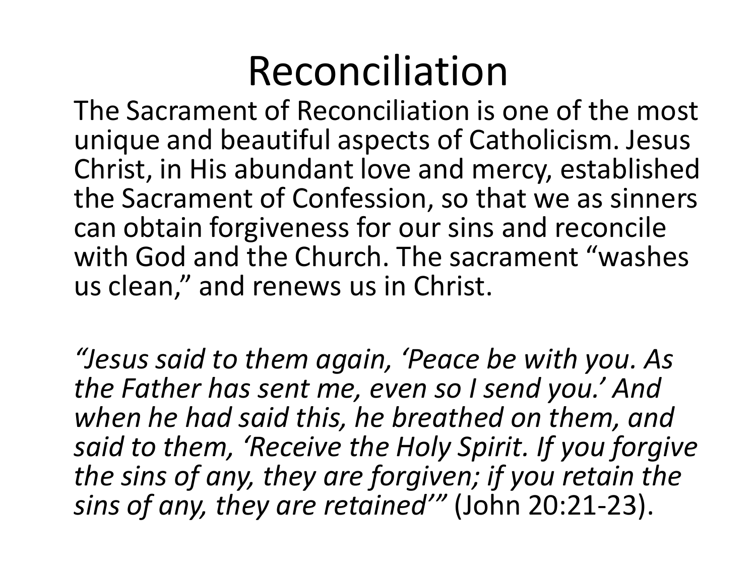# Reconciliation

The Sacrament of Reconciliation is one of the most unique and beautiful aspects of Catholicism. Jesus Christ, in His abundant love and mercy, established the Sacrament of Confession, so that we as sinners can obtain forgiveness for our sins and reconcile with God and the Church. The sacrament "washes us clean," and renews us in Christ.

*"Jesus said to them again, 'Peace be with you. As the Father has sent me, even so I send you.' And when he had said this, he breathed on them, and said to them, 'Receive the Holy Spirit. If you forgive the sins of any, they are forgiven; if you retain the sins of any, they are retained'"* (John 20:21-23).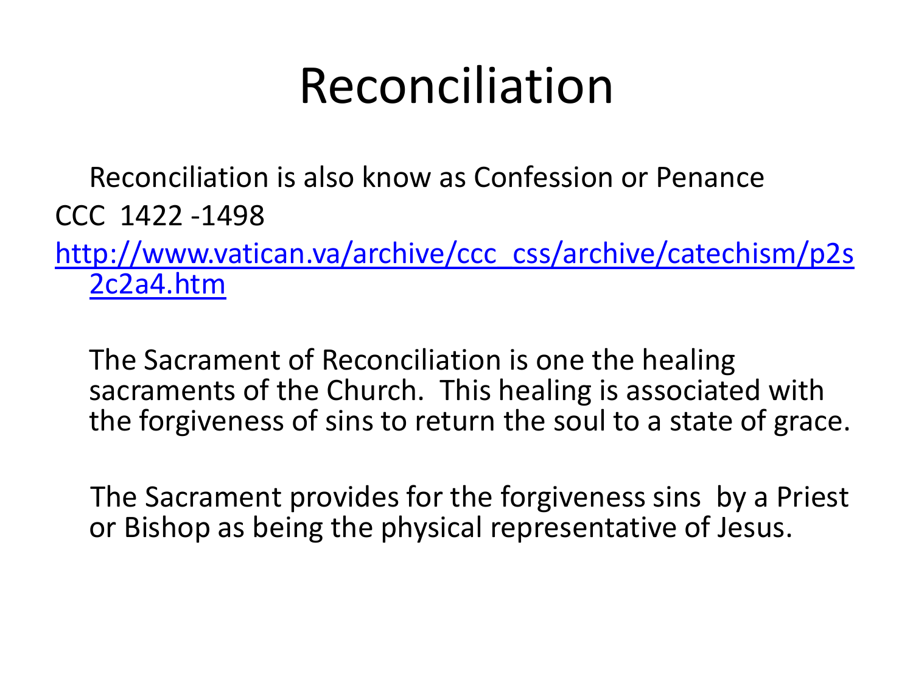# Reconciliation

Reconciliation is also know as Confession or Penance

CCC 1422 -1498

[http://www.vatican.va/archive/ccc_css/archive/catechism/p2s2c2a4.htm](http://www.vatican.va/archive/ccc_css/archive/catechism/p2s2c2a4.htm)

The Sacrament of Reconciliation is one the healing sacraments of the Church. This healing is associated with the forgiveness of sins to return the soul to a state of grace.

The Sacrament provides for the forgiveness sins by a Priest or Bishop as being the physical representative of Jesus.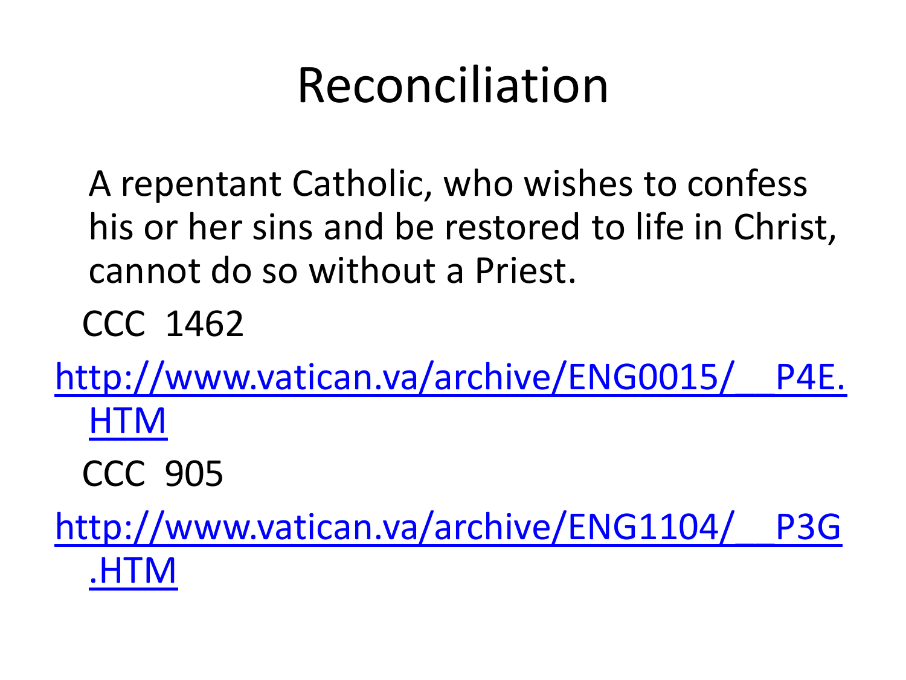# Reconciliation

A repentant Catholic, who wishes to confess his or her sins and be restored to life in Christ, cannot do so without a Priest.

CCC 1462

http://www.vatican.va/archive/ENG0015/__P4E.HTM

CCC 905

http://www.vatican.va/archive/ENG1104/__P3G.HTM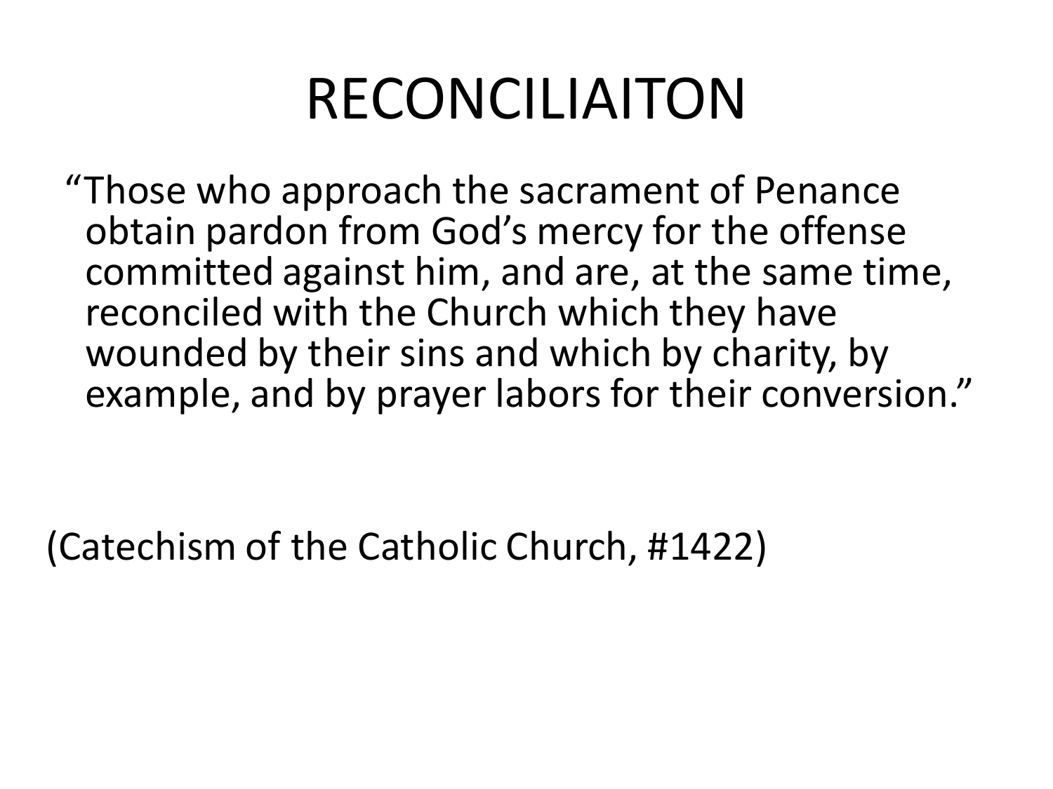# RECONCILIAITON

"Those who approach the sacrament of Penance obtain pardon from God's mercy for the offense committed against him, and are, at the same time, reconciled with the Church which they have wounded by their sins and which by charity, by example, and by prayer labors for their conversion."

(Catechism of the Catholic Church, #1422)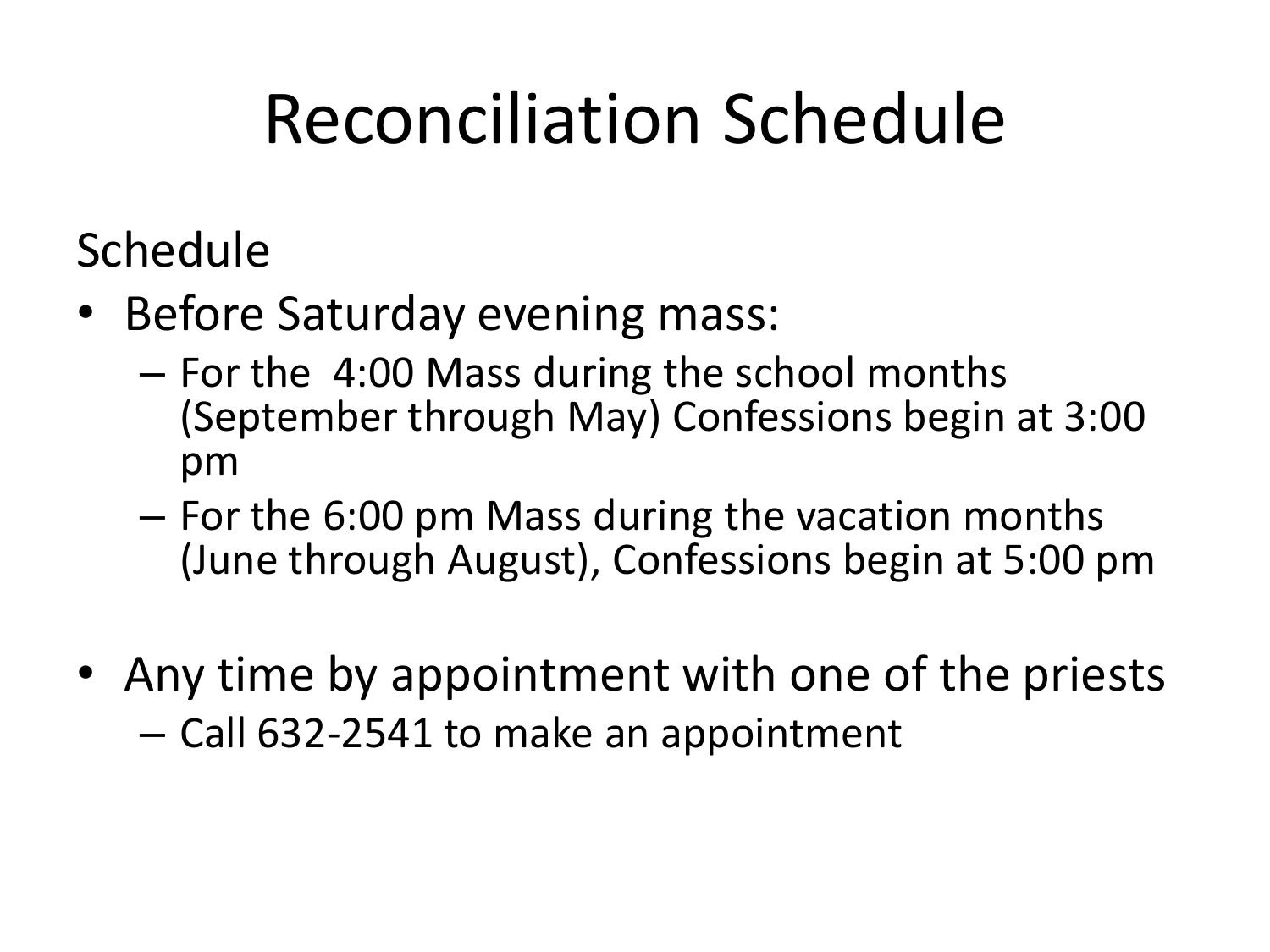# Reconciliation Schedule

Schedule

- Before Saturday evening mass:
  - For the  4:00 Mass during the school months (September through May) Confessions begin at 3:00 pm
  - For the 6:00 pm Mass during the vacation months (June through August), Confessions begin at 5:00 pm

- Any time by appointment with one of the priests
  - Call 632-2541 to make an appointment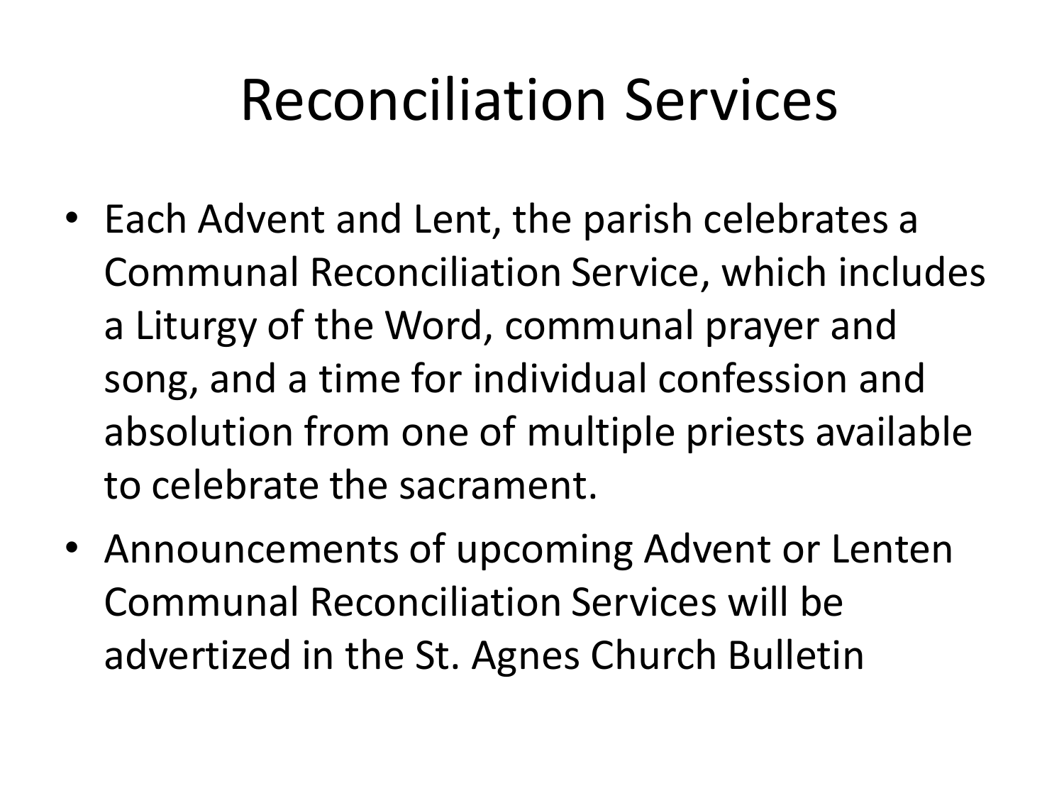# Reconciliation Services

- Each Advent and Lent, the parish celebrates a Communal Reconciliation Service, which includes a Liturgy of the Word, communal prayer and song, and a time for individual confession and absolution from one of multiple priests available to celebrate the sacrament.
- Announcements of upcoming Advent or Lenten Communal Reconciliation Services will be advertized in the St. Agnes Church Bulletin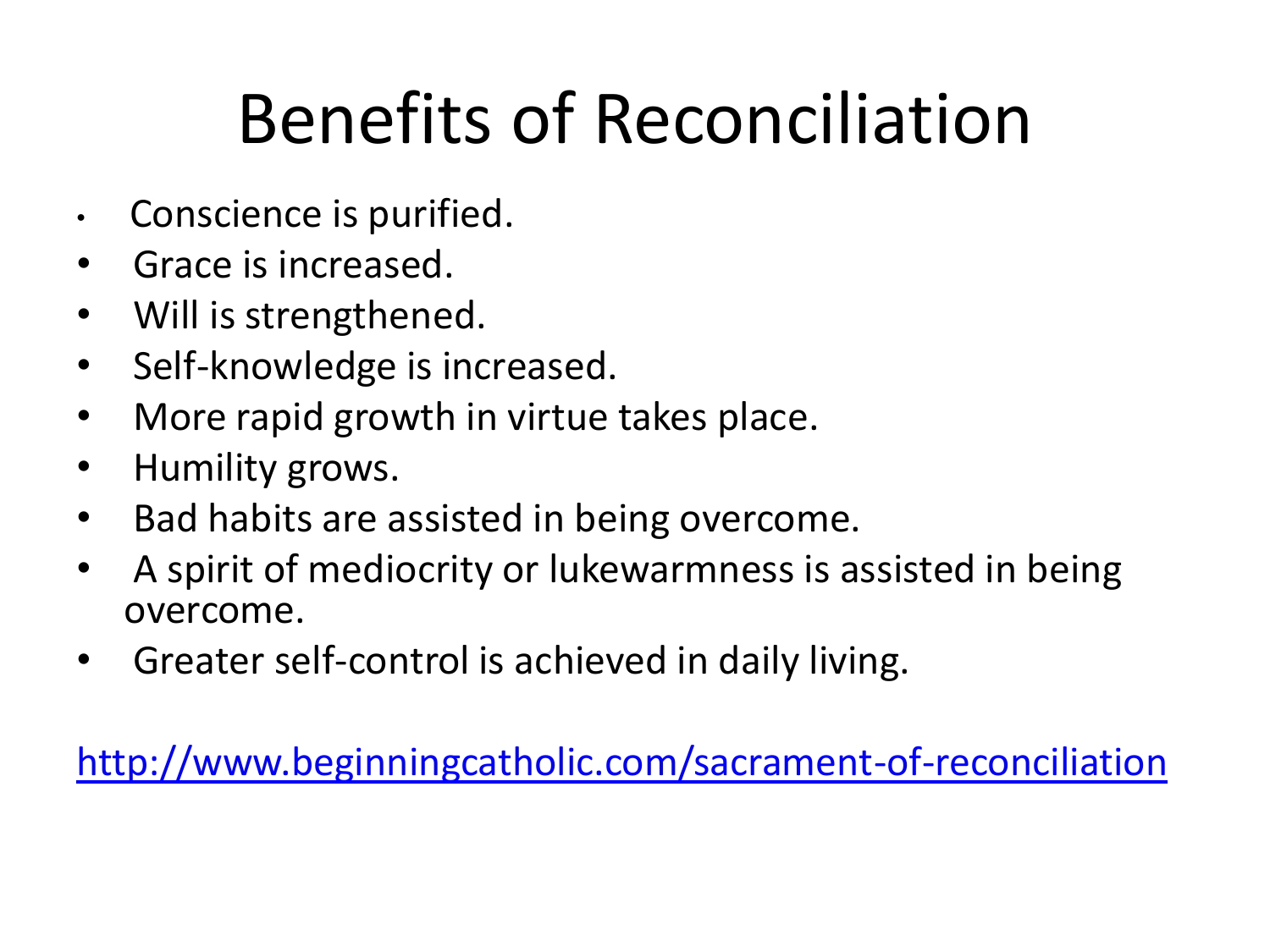# Benefits of Reconciliation

- Conscience is purified.
- Grace is increased.
- Will is strengthened.
- Self-knowledge is increased.
- More rapid growth in virtue takes place.
- Humility grows.
- Bad habits are assisted in being overcome.
- A spirit of mediocrity or lukewarmness is assisted in being overcome.
- Greater self-control is achieved in daily living.

http://www.beginningcatholic.com/sacrament-of-reconciliation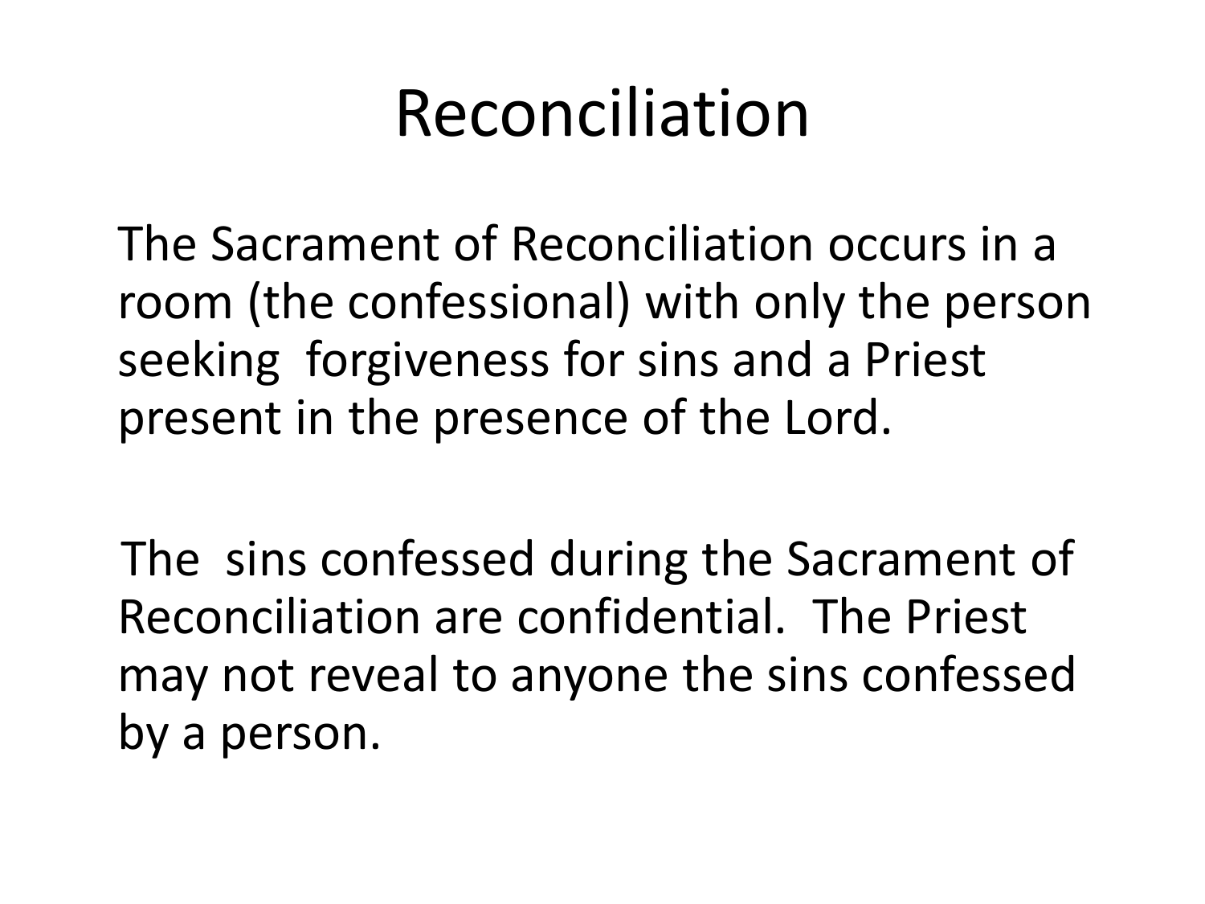# Reconciliation

The Sacrament of Reconciliation occurs in a room (the confessional) with only the person seeking forgiveness for sins and a Priest present in the presence of the Lord.

The sins confessed during the Sacrament of Reconciliation are confidential. The Priest may not reveal to anyone the sins confessed by a person.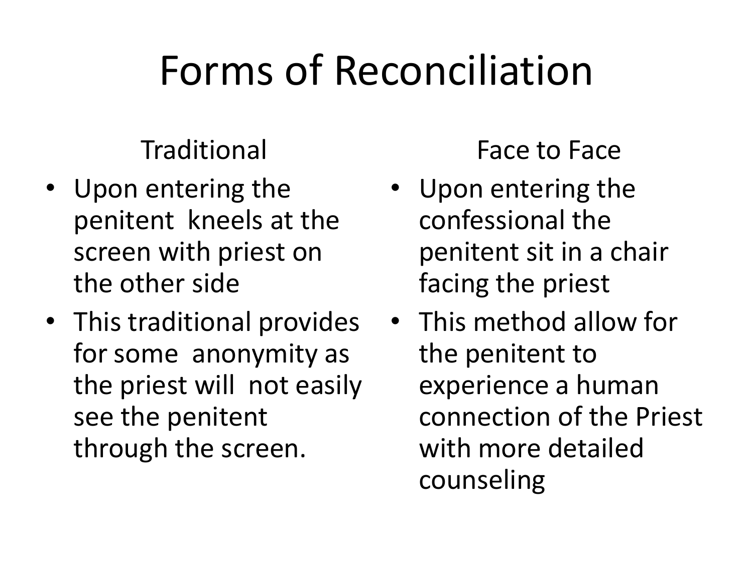# Forms of Reconciliation

### Traditional

- Upon entering the penitent kneels at the screen with priest on the other side
- This traditional provides for some anonymity as the priest will not easily see the penitent through the screen.

### Face to Face

- Upon entering the confessional the penitent sit in a chair facing the priest
- This method allow for the penitent to experience a human connection of the Priest with more detailed counseling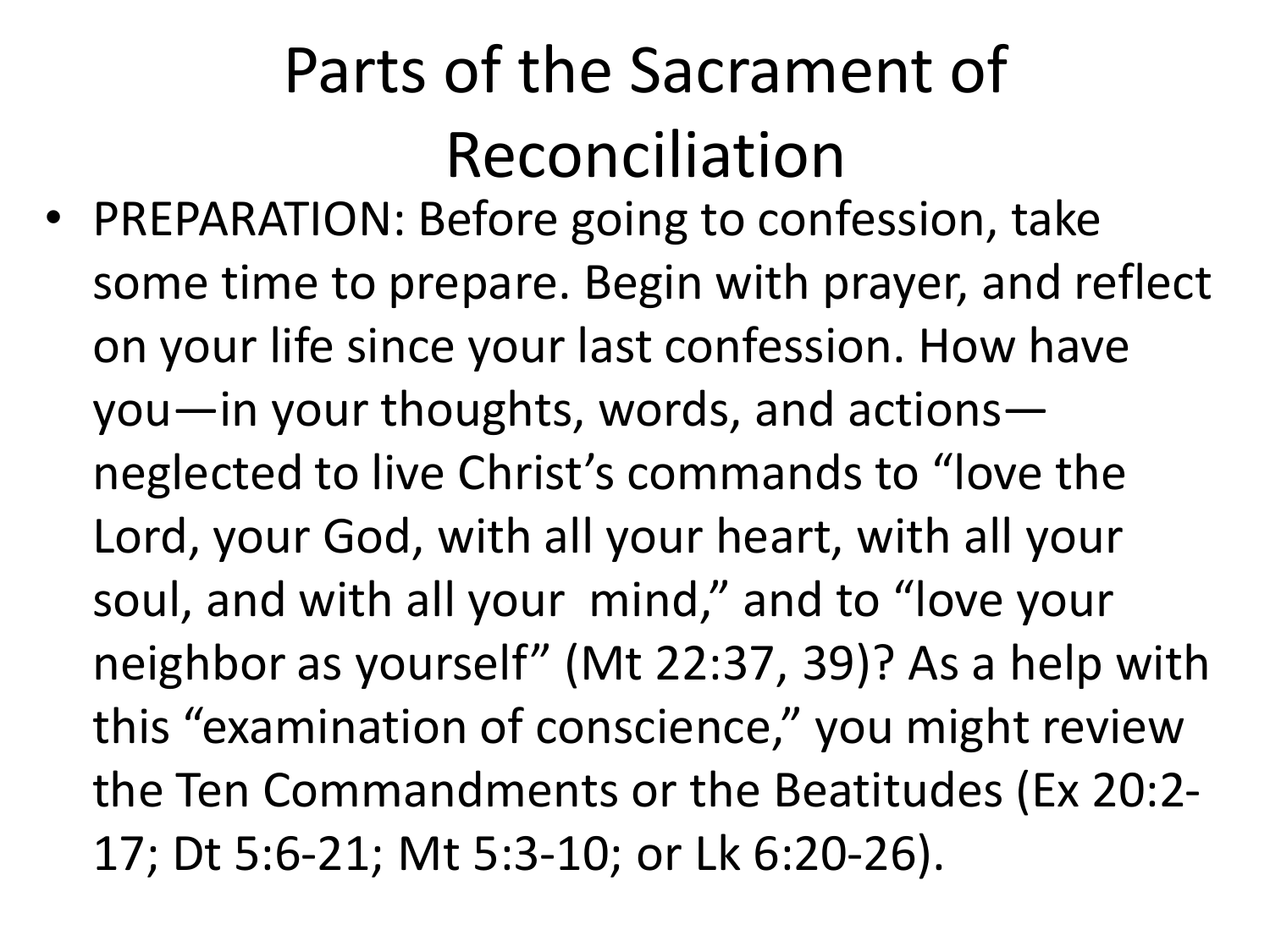# Parts of the Sacrament of Reconciliation

- PREPARATION: Before going to confession, take some time to prepare. Begin with prayer, and reflect on your life since your last confession. How have you—in your thoughts, words, and actions—neglected to live Christ's commands to "love the Lord, your God, with all your heart, with all your soul, and with all your mind," and to "love your neighbor as yourself" (Mt 22:37, 39)? As a help with this "examination of conscience," you might review the Ten Commandments or the Beatitudes (Ex 20:2-17; Dt 5:6-21; Mt 5:3-10; or Lk 6:20-26).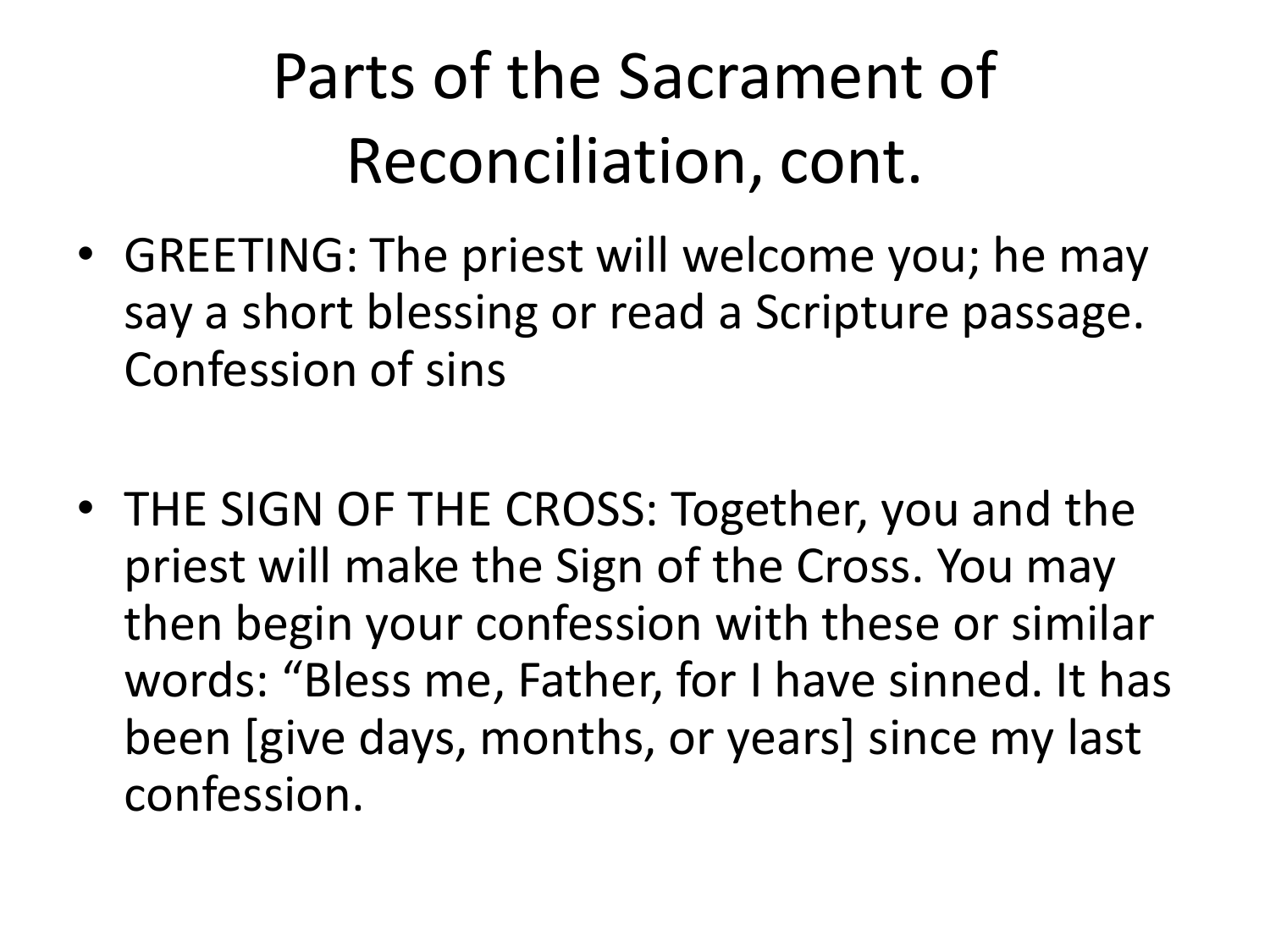# Parts of the Sacrament of Reconciliation, cont.

- GREETING: The priest will welcome you; he may say a short blessing or read a Scripture passage. Confession of sins

- THE SIGN OF THE CROSS: Together, you and the priest will make the Sign of the Cross. You may then begin your confession with these or similar words: “Bless me, Father, for I have sinned. It has been [give days, months, or years] since my last confession.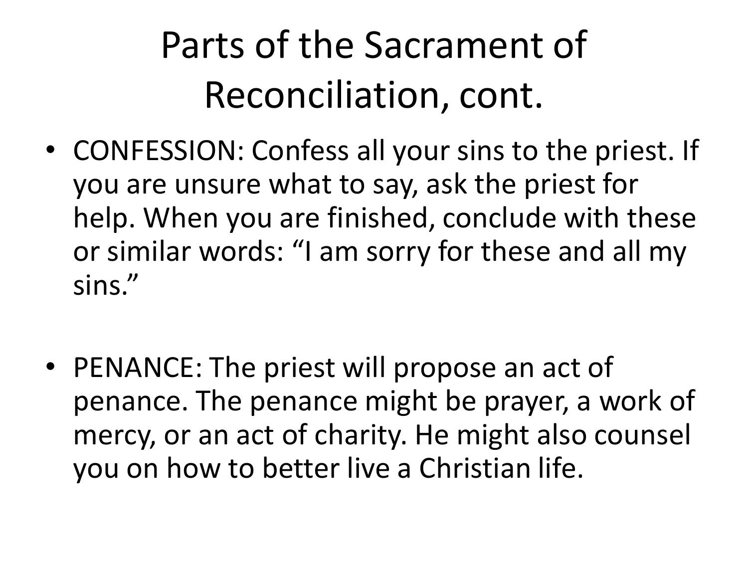# Parts of the Sacrament of Reconciliation, cont.

- CONFESSION: Confess all your sins to the priest. If you are unsure what to say, ask the priest for help. When you are finished, conclude with these or similar words: “I am sorry for these and all my sins.”

- PENANCE: The priest will propose an act of penance. The penance might be prayer, a work of mercy, or an act of charity. He might also counsel you on how to better live a Christian life.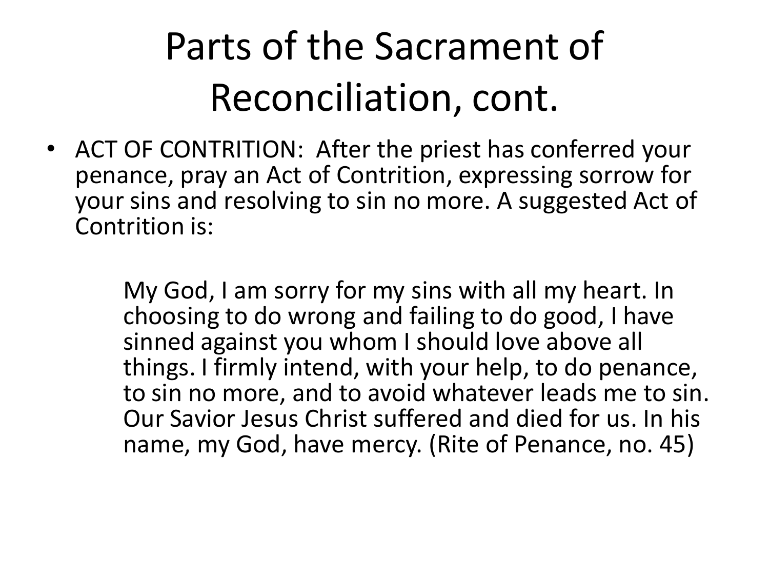# Parts of the Sacrament of Reconciliation, cont.

- ACT OF CONTRITION: After the priest has conferred your penance, pray an Act of Contrition, expressing sorrow for your sins and resolving to sin no more. A suggested Act of Contrition is:

> My God, I am sorry for my sins with all my heart. In choosing to do wrong and failing to do good, I have sinned against you whom I should love above all things. I firmly intend, with your help, to do penance, to sin no more, and to avoid whatever leads me to sin. Our Savior Jesus Christ suffered and died for us. In his name, my God, have mercy. (Rite of Penance, no. 45)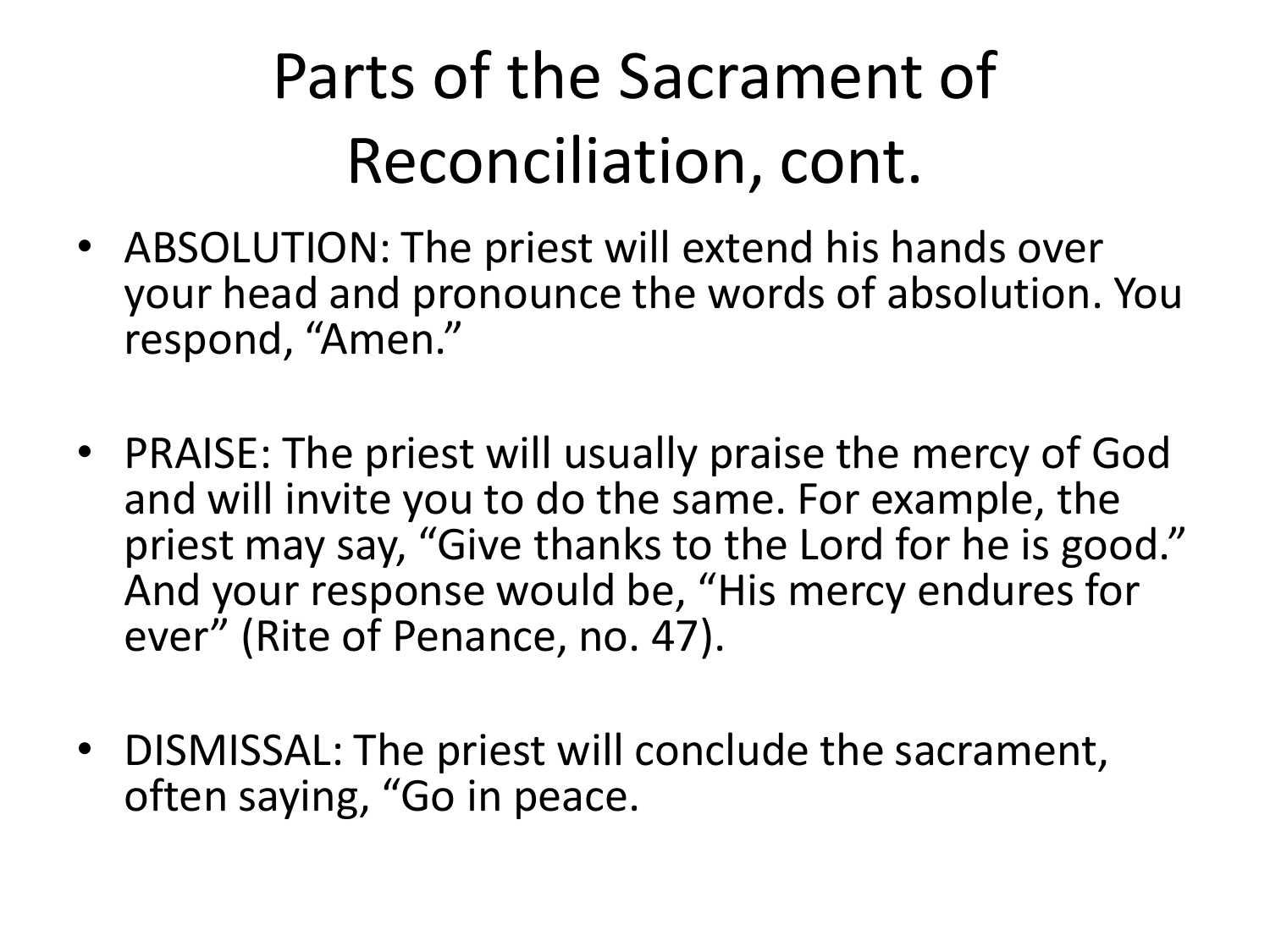# Parts of the Sacrament of Reconciliation, cont.

- ABSOLUTION: The priest will extend his hands over your head and pronounce the words of absolution. You respond, “Amen.”

- PRAISE: The priest will usually praise the mercy of God and will invite you to do the same. For example, the priest may say, “Give thanks to the Lord for he is good.” And your response would be, “His mercy endures for ever” (Rite of Penance, no. 47).

- DISMISSAL: The priest will conclude the sacrament, often saying, “Go in peace.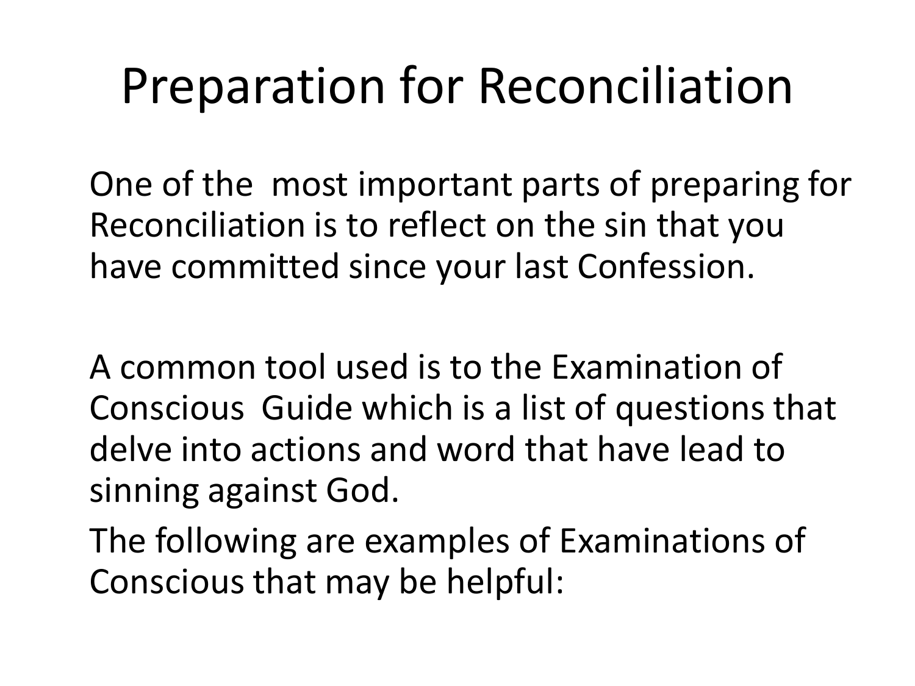# Preparation for Reconciliation

One of the most important parts of preparing for Reconciliation is to reflect on the sin that you have committed since your last Confession.

A common tool used is to the Examination of Conscious Guide which is a list of questions that delve into actions and word that have lead to sinning against God.

The following are examples of Examinations of Conscious that may be helpful: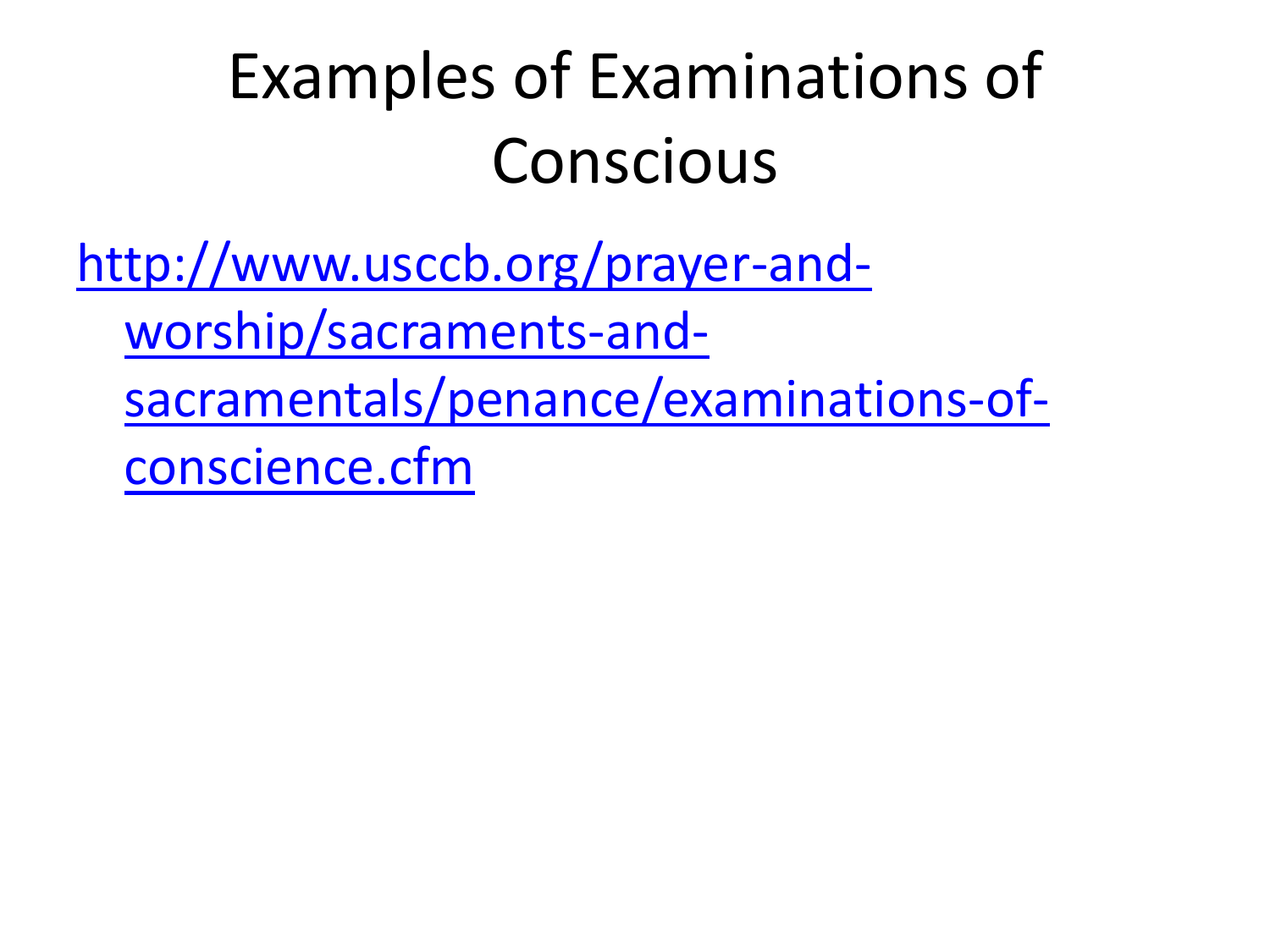# Examples of Examinations of Conscious

http://www.usccb.org/prayer-and-worship/sacraments-and-sacramentals/penance/examinations-of-conscience.cfm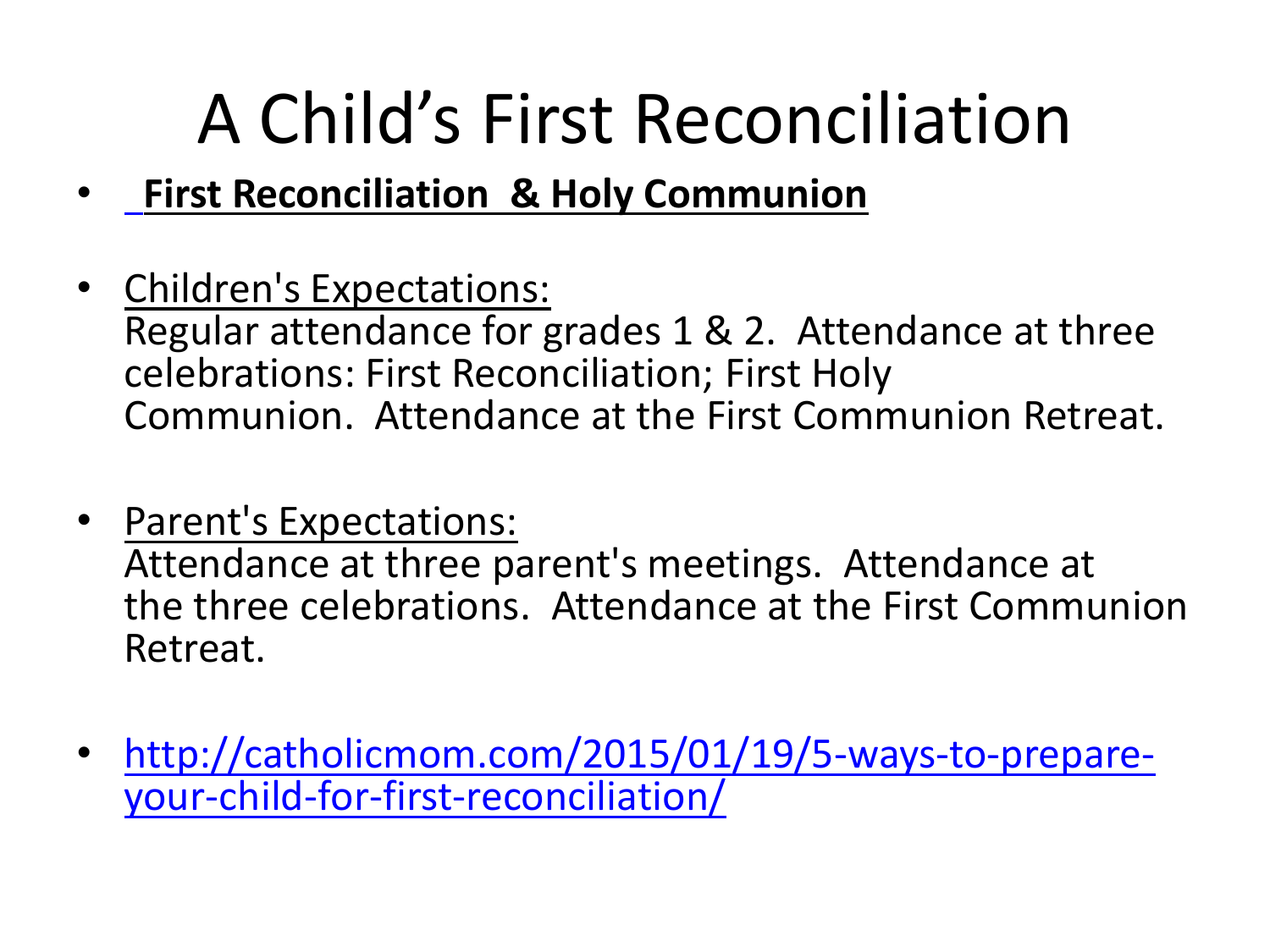# A Child's First Reconciliation

- **First Reconciliation & Holy Communion**

- Children's Expectations:
  Regular attendance for grades 1 & 2. Attendance at three celebrations: First Reconciliation; First Holy Communion. Attendance at the First Communion Retreat.

- Parent's Expectations:
  Attendance at three parent's meetings. Attendance at the three celebrations. Attendance at the First Communion Retreat.

- http://catholicmom.com/2015/01/19/5-ways-to-prepare-your-child-for-first-reconciliation/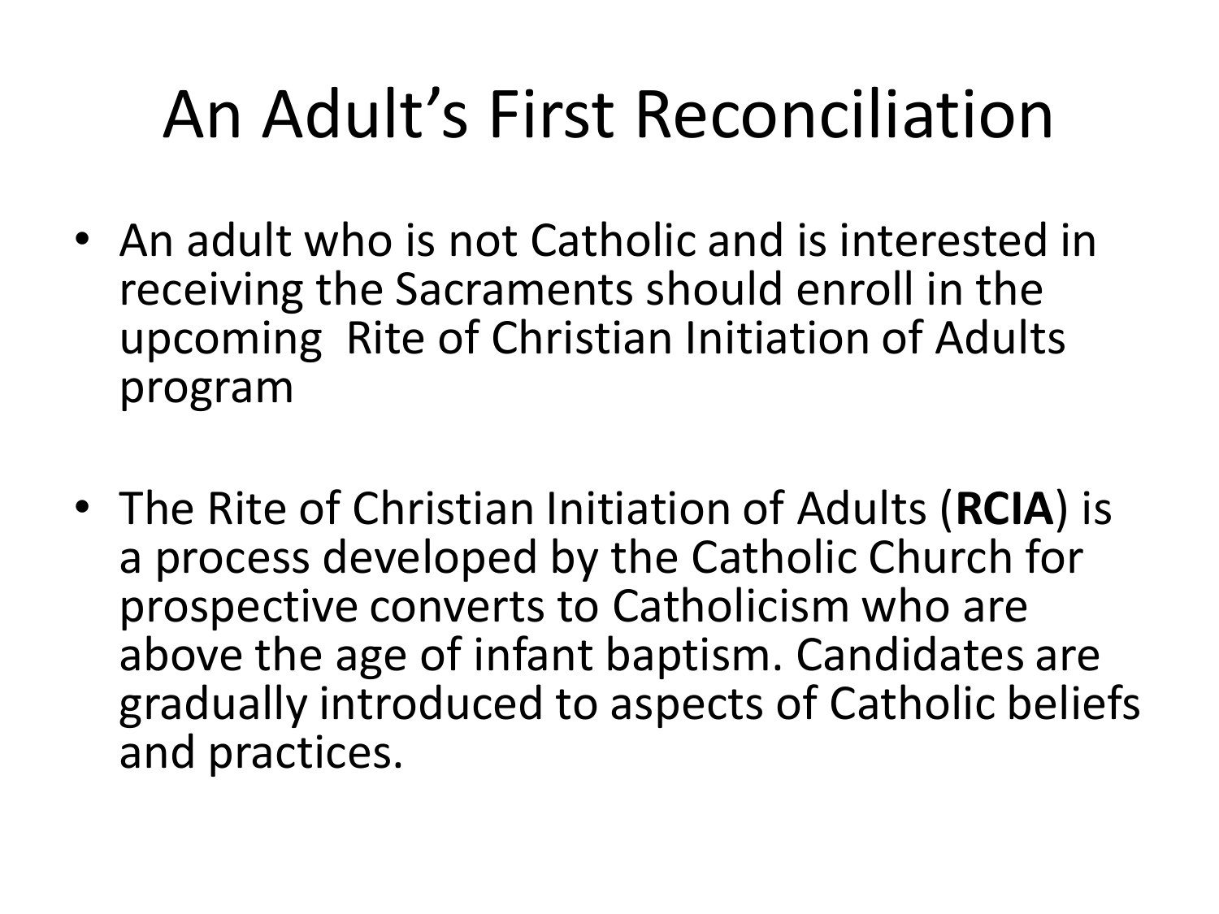# An Adult's First Reconciliation

- An adult who is not Catholic and is interested in receiving the Sacraments should enroll in the upcoming Rite of Christian Initiation of Adults program
- The Rite of Christian Initiation of Adults (**RCIA**) is a process developed by the Catholic Church for prospective converts to Catholicism who are above the age of infant baptism. Candidates are gradually introduced to aspects of Catholic beliefs and practices.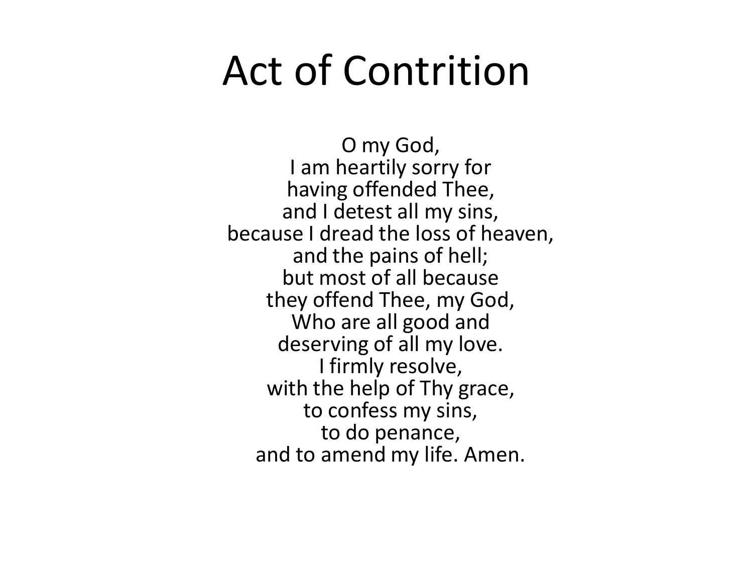# Act of Contrition

O my God,
I am heartily sorry for
having offended Thee,
and I detest all my sins,
because I dread the loss of heaven,
and the pains of hell;
but most of all because
they offend Thee, my God,
Who are all good and
deserving of all my love.
I firmly resolve,
with the help of Thy grace,
to confess my sins,
to do penance,
and to amend my life. Amen.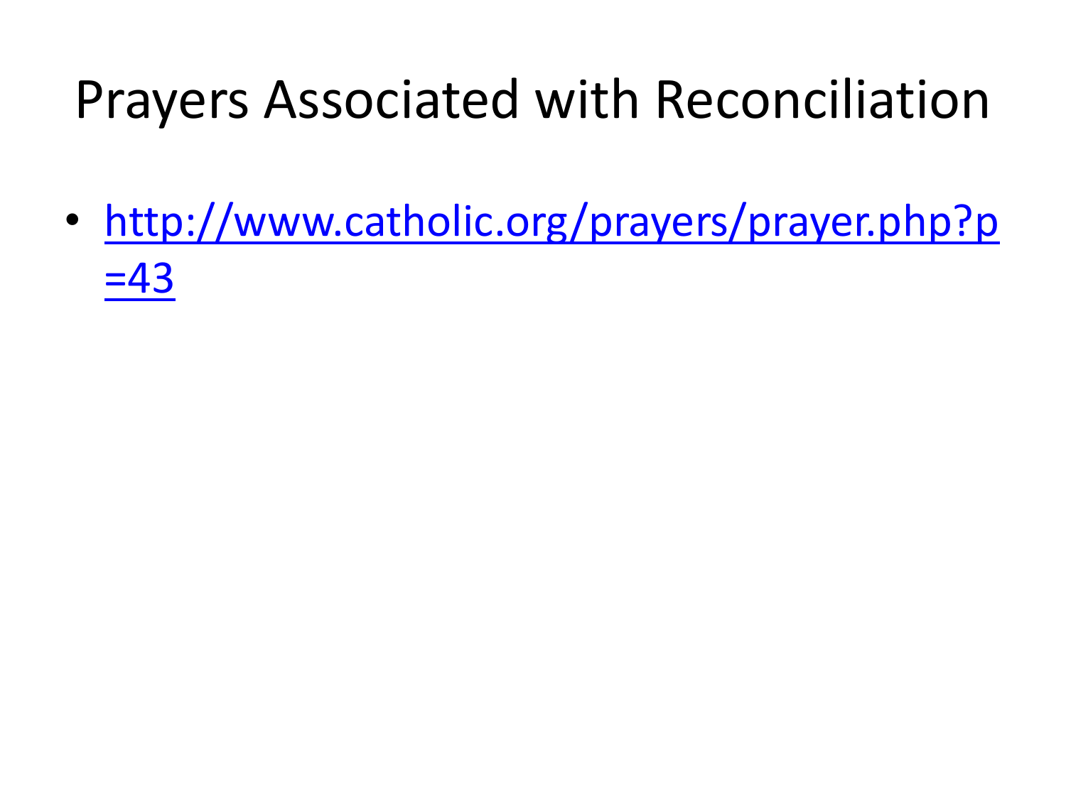# Prayers Associated with Reconciliation

- http://www.catholic.org/prayers/prayer.php?p=43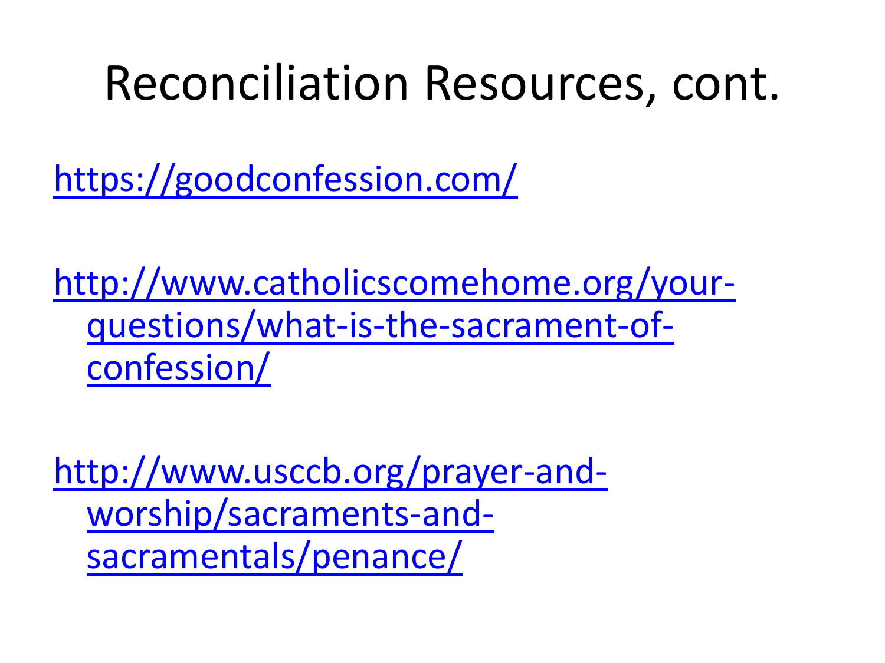# Reconciliation Resources, cont.

https://goodconfession.com/

http://www.catholicscomehome.org/your-questions/what-is-the-sacrament-of-confession/

http://www.usccb.org/prayer-and-worship/sacraments-and-sacramentals/penance/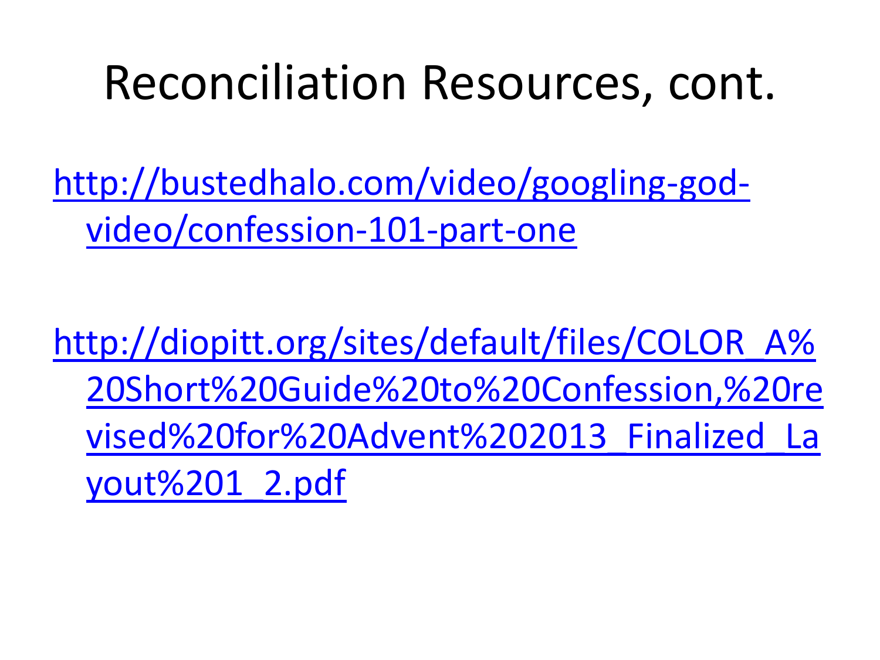# Reconciliation Resources, cont.

http://bustedhalo.com/video/googling-god-video/confession-101-part-one

http://diopitt.org/sites/default/files/COLOR_A%20Short%20Guide%20to%20Confession,%20revised%20for%20Advent%202013_Finalized_Layout%201_2.pdf